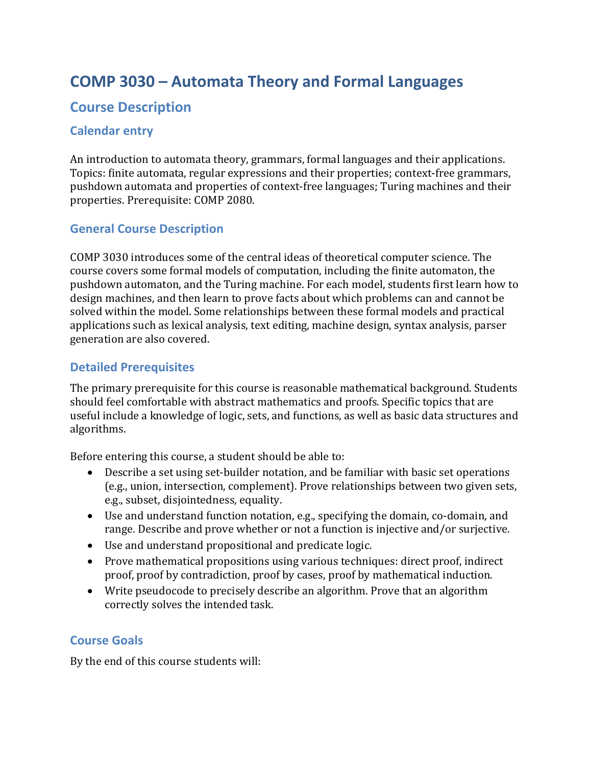# COMP 3030 – Automata Theory and Formal Languages

## Course Description

### Calendar entry

An introduction to automata theory, grammars, formal languages and their applications. Topics: finite automata, regular expressions and their properties; context-free grammars, pushdown automata and properties of context-free languages; Turing machines and their properties. Prerequisite: COMP 2080.

### General Course Description

COMP 3030 introduces some of the central ideas of theoretical computer science. The course covers some formal models of computation, including the finite automaton, the pushdown automaton, and the Turing machine. For each model, students first learn how to design machines, and then learn to prove facts about which problems can and cannot be solved within the model. Some relationships between these formal models and practical applications such as lexical analysis, text editing, machine design, syntax analysis, parser generation are also covered.

### Detailed Prerequisites

The primary prerequisite for this course is reasonable mathematical background. Students should feel comfortable with abstract mathematics and proofs. Specific topics that are useful include a knowledge of logic, sets, and functions, as well as basic data structures and algorithms.

Before entering this course, a student should be able to:

- Describe a set using set-builder notation, and be familiar with basic set operations (e.g., union, intersection, complement). Prove relationships between two given sets, e.g., subset, disjointedness, equality.
- Use and understand function notation, e.g., specifying the domain, co-domain, and range. Describe and prove whether or not a function is injective and/or surjective.
- Use and understand propositional and predicate logic.
- Prove mathematical propositions using various techniques: direct proof, indirect proof, proof by contradiction, proof by cases, proof by mathematical induction.
- Write pseudocode to precisely describe an algorithm. Prove that an algorithm correctly solves the intended task.

### Course Goals

By the end of this course students will: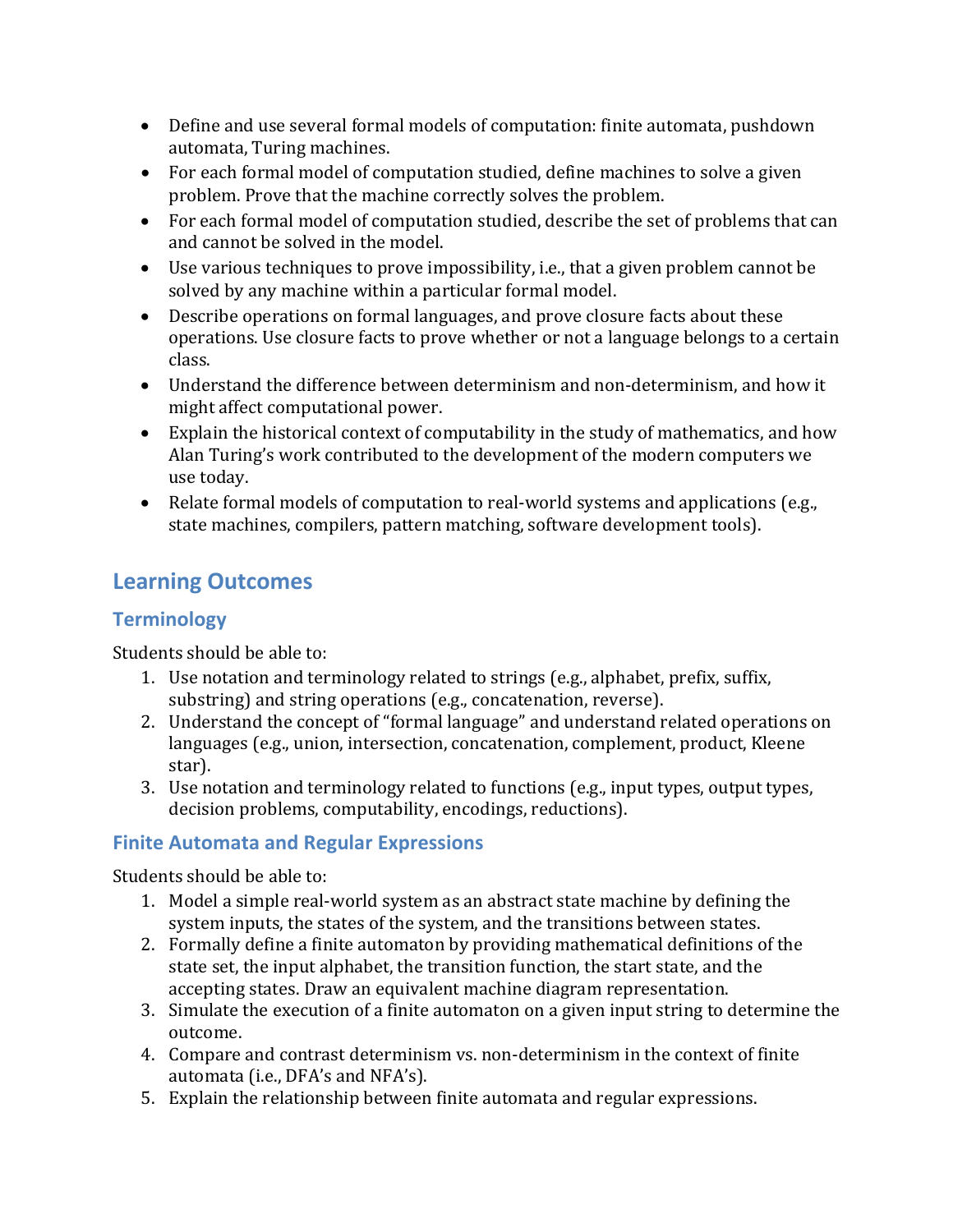- Define and use several formal models of computation: finite automata, pushdown automata, Turing machines.
- For each formal model of computation studied, define machines to solve a given problem. Prove that the machine correctly solves the problem.
- For each formal model of computation studied, describe the set of problems that can and cannot be solved in the model.
- Use various techniques to prove impossibility, i.e., that a given problem cannot be solved by any machine within a particular formal model.
- Describe operations on formal languages, and prove closure facts about these operations. Use closure facts to prove whether or not a language belongs to a certain class.
- Understand the difference between determinism and non-determinism, and how it might affect computational power.
- Explain the historical context of computability in the study of mathematics, and how Alan Turing's work contributed to the development of the modern computers we use today.
- Relate formal models of computation to real-world systems and applications (e.g., state machines, compilers, pattern matching, software development tools).

## Learning Outcomes

### Terminology

Students should be able to:

1. Use notation and terminology related to strings (e.g., alphabet, prefix, suffix, substring) and string operations (e.g., concatenation, reverse).
2. Understand the concept of "formal language" and understand related operations on languages (e.g., union, intersection, concatenation, complement, product, Kleene star).
3. Use notation and terminology related to functions (e.g., input types, output types, decision problems, computability, encodings, reductions).

### Finite Automata and Regular Expressions

Students should be able to:

1. Model a simple real-world system as an abstract state machine by defining the system inputs, the states of the system, and the transitions between states.
2. Formally define a finite automaton by providing mathematical definitions of the state set, the input alphabet, the transition function, the start state, and the accepting states. Draw an equivalent machine diagram representation.
3. Simulate the execution of a finite automaton on a given input string to determine the outcome.
4. Compare and contrast determinism vs. non-determinism in the context of finite automata (i.e., DFA's and NFA's).
5. Explain the relationship between finite automata and regular expressions.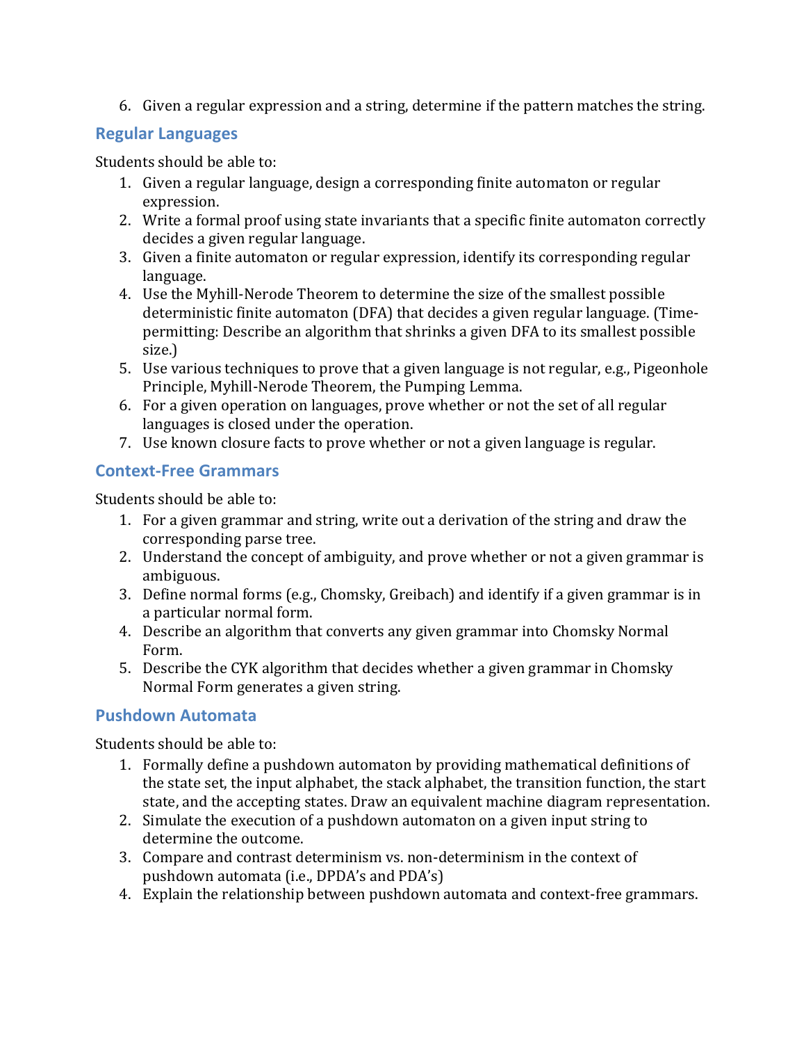6. Given a regular expression and a string, determine if the pattern matches the string.

### Regular Languages

Students should be able to:

1. Given a regular language, design a corresponding finite automaton or regular expression.
2. Write a formal proof using state invariants that a specific finite automaton correctly decides a given regular language.
3. Given a finite automaton or regular expression, identify its corresponding regular language.
4. Use the Myhill-Nerode Theorem to determine the size of the smallest possible deterministic finite automaton (DFA) that decides a given regular language. (Time-permitting: Describe an algorithm that shrinks a given DFA to its smallest possible size.)
5. Use various techniques to prove that a given language is not regular, e.g., Pigeonhole Principle, Myhill-Nerode Theorem, the Pumping Lemma.
6. For a given operation on languages, prove whether or not the set of all regular languages is closed under the operation.
7. Use known closure facts to prove whether or not a given language is regular.

### Context-Free Grammars

Students should be able to:

1. For a given grammar and string, write out a derivation of the string and draw the corresponding parse tree.
2. Understand the concept of ambiguity, and prove whether or not a given grammar is ambiguous.
3. Define normal forms (e.g., Chomsky, Greibach) and identify if a given grammar is in a particular normal form.
4. Describe an algorithm that converts any given grammar into Chomsky Normal Form.
5. Describe the CYK algorithm that decides whether a given grammar in Chomsky Normal Form generates a given string.

### Pushdown Automata

Students should be able to:

1. Formally define a pushdown automaton by providing mathematical definitions of the state set, the input alphabet, the stack alphabet, the transition function, the start state, and the accepting states. Draw an equivalent machine diagram representation.
2. Simulate the execution of a pushdown automaton on a given input string to determine the outcome.
3. Compare and contrast determinism vs. non-determinism in the context of pushdown automata (i.e., DPDA's and PDA's)
4. Explain the relationship between pushdown automata and context-free grammars.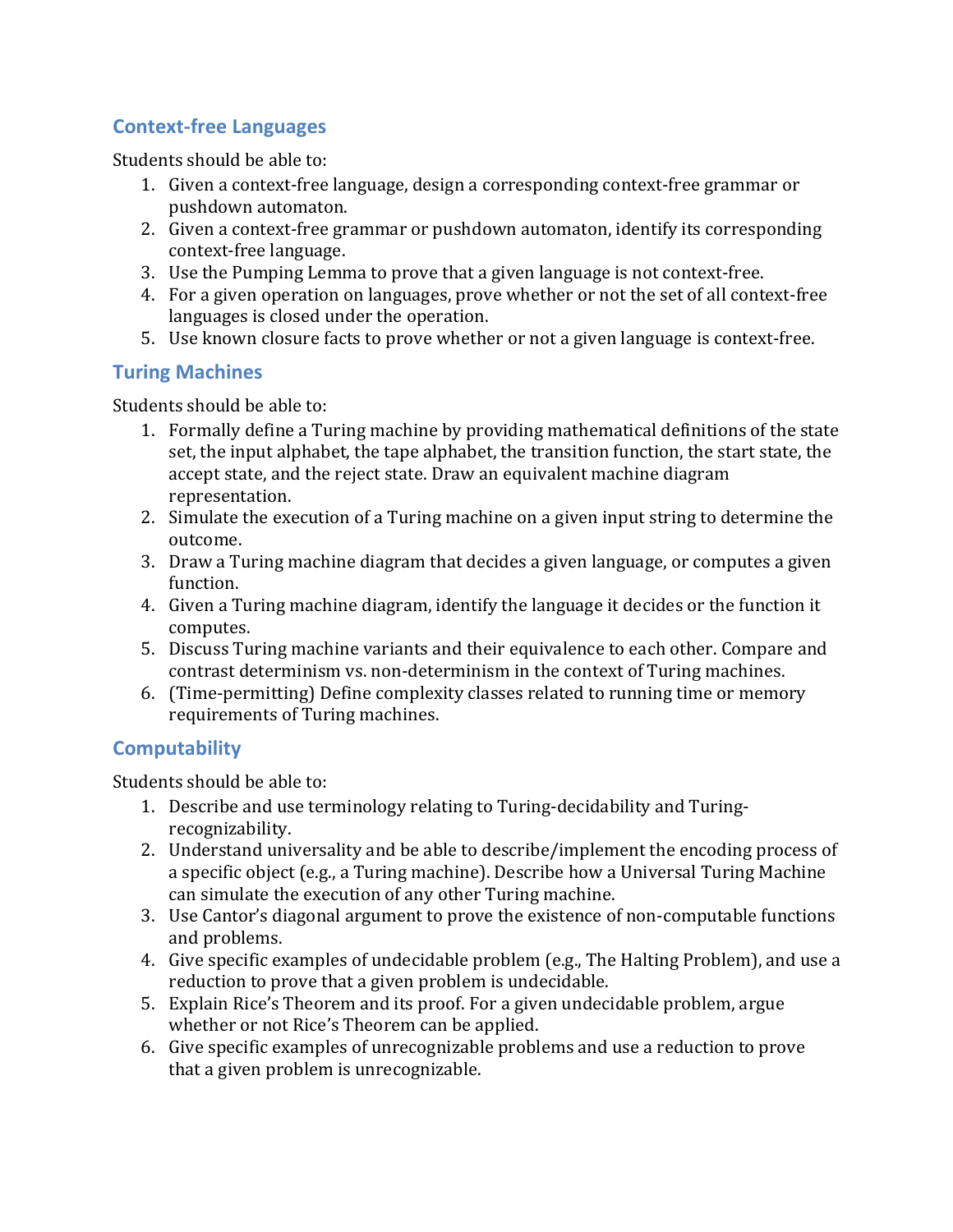## Context-free Languages

Students should be able to:

1. Given a context-free language, design a corresponding context-free grammar or pushdown automaton.
2. Given a context-free grammar or pushdown automaton, identify its corresponding context-free language.
3. Use the Pumping Lemma to prove that a given language is not context-free.
4. For a given operation on languages, prove whether or not the set of all context-free languages is closed under the operation.
5. Use known closure facts to prove whether or not a given language is context-free.

## Turing Machines

Students should be able to:

1. Formally define a Turing machine by providing mathematical definitions of the state set, the input alphabet, the tape alphabet, the transition function, the start state, the accept state, and the reject state. Draw an equivalent machine diagram representation.
2. Simulate the execution of a Turing machine on a given input string to determine the outcome.
3. Draw a Turing machine diagram that decides a given language, or computes a given function.
4. Given a Turing machine diagram, identify the language it decides or the function it computes.
5. Discuss Turing machine variants and their equivalence to each other. Compare and contrast determinism vs. non-determinism in the context of Turing machines.
6. (Time-permitting) Define complexity classes related to running time or memory requirements of Turing machines.

## Computability

Students should be able to:

1. Describe and use terminology relating to Turing-decidability and Turing-recognizability.
2. Understand universality and be able to describe/implement the encoding process of a specific object (e.g., a Turing machine). Describe how a Universal Turing Machine can simulate the execution of any other Turing machine.
3. Use Cantor's diagonal argument to prove the existence of non-computable functions and problems.
4. Give specific examples of undecidable problem (e.g., The Halting Problem), and use a reduction to prove that a given problem is undecidable.
5. Explain Rice's Theorem and its proof. For a given undecidable problem, argue whether or not Rice's Theorem can be applied.
6. Give specific examples of unrecognizable problems and use a reduction to prove that a given problem is unrecognizable.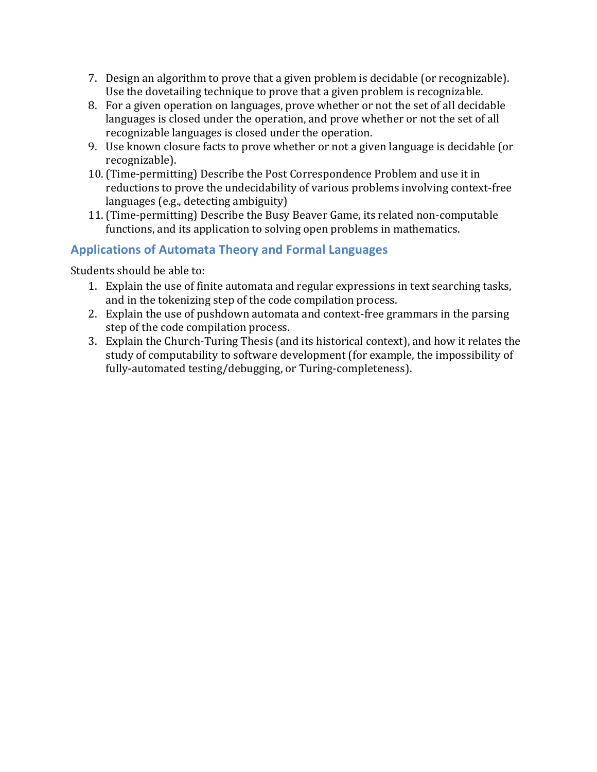7. Design an algorithm to prove that a given problem is decidable (or recognizable). Use the dovetailing technique to prove that a given problem is recognizable.
8. For a given operation on languages, prove whether or not the set of all decidable languages is closed under the operation, and prove whether or not the set of all recognizable languages is closed under the operation.
9. Use known closure facts to prove whether or not a given language is decidable (or recognizable).
10. (Time-permitting) Describe the Post Correspondence Problem and use it in reductions to prove the undecidability of various problems involving context-free languages (e.g., detecting ambiguity)
11. (Time-permitting) Describe the Busy Beaver Game, its related non-computable functions, and its application to solving open problems in mathematics.

## Applications of Automata Theory and Formal Languages

Students should be able to:

1. Explain the use of finite automata and regular expressions in text searching tasks, and in the tokenizing step of the code compilation process.
2. Explain the use of pushdown automata and context-free grammars in the parsing step of the code compilation process.
3. Explain the Church-Turing Thesis (and its historical context), and how it relates the study of computability to software development (for example, the impossibility of fully-automated testing/debugging, or Turing-completeness).